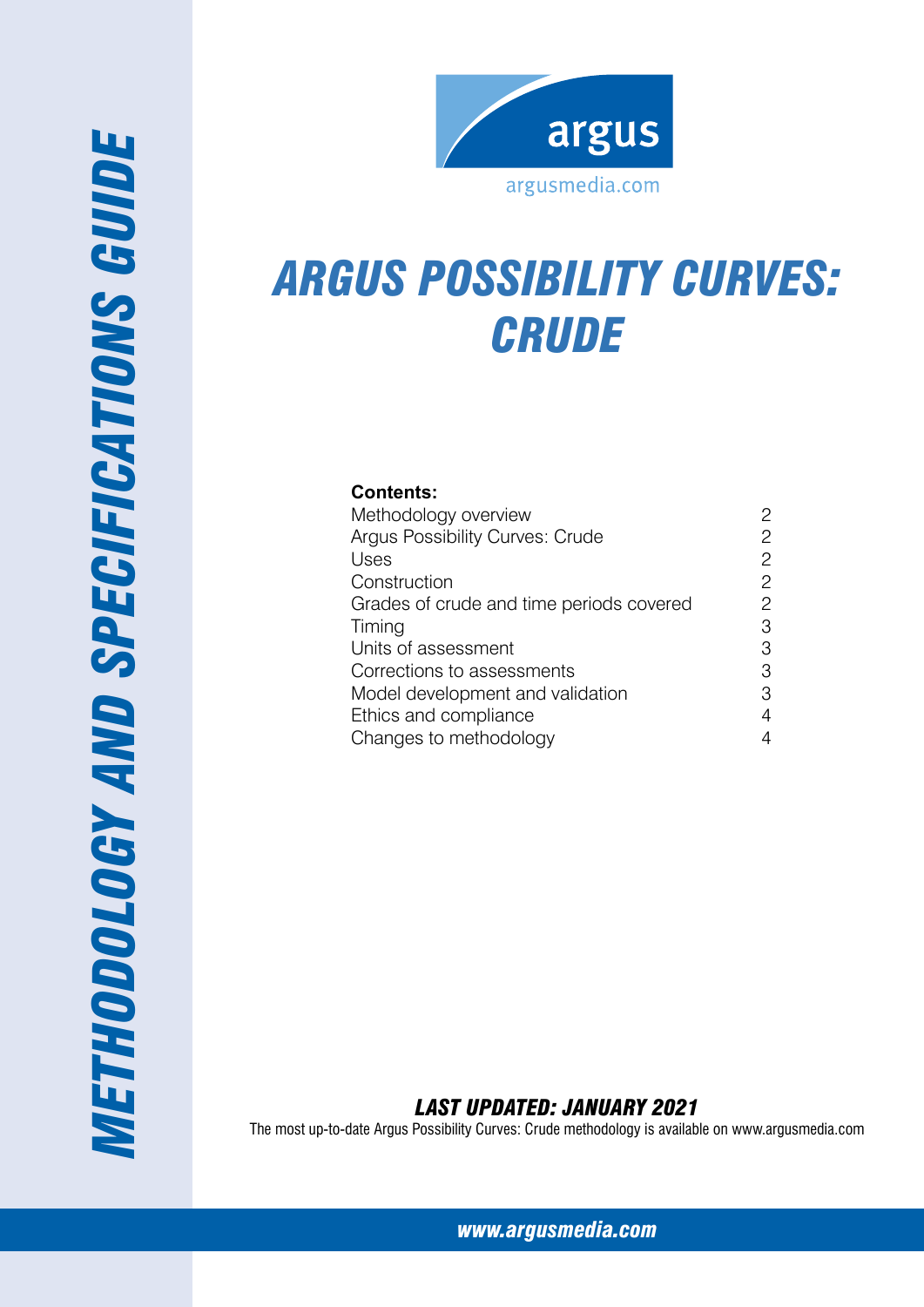# METHODOLOGY AND SPECIFICATIONS GUIDE

argus

argusmedia.com

# ARGUS POSSIBILITY CURVES: CRUDE

**Contents:**

| | |
|---|---|
| Methodology overview | 2 |
| Argus Possibility Curves: Crude | 2 |
| Uses | 2 |
| Construction | 2 |
| Grades of crude and time periods covered | 2 |
| Timing | 3 |
| Units of assessment | 3 |
| Corrections to assessments | 3 |
| Model development and validation | 3 |
| Ethics and compliance | 4 |
| Changes to methodology | 4 |

***LAST UPDATED: JANUARY 2021***

The most up-to-date Argus Possibility Curves: Crude methodology is available on www.argusmedia.com

***www.argusmedia.com***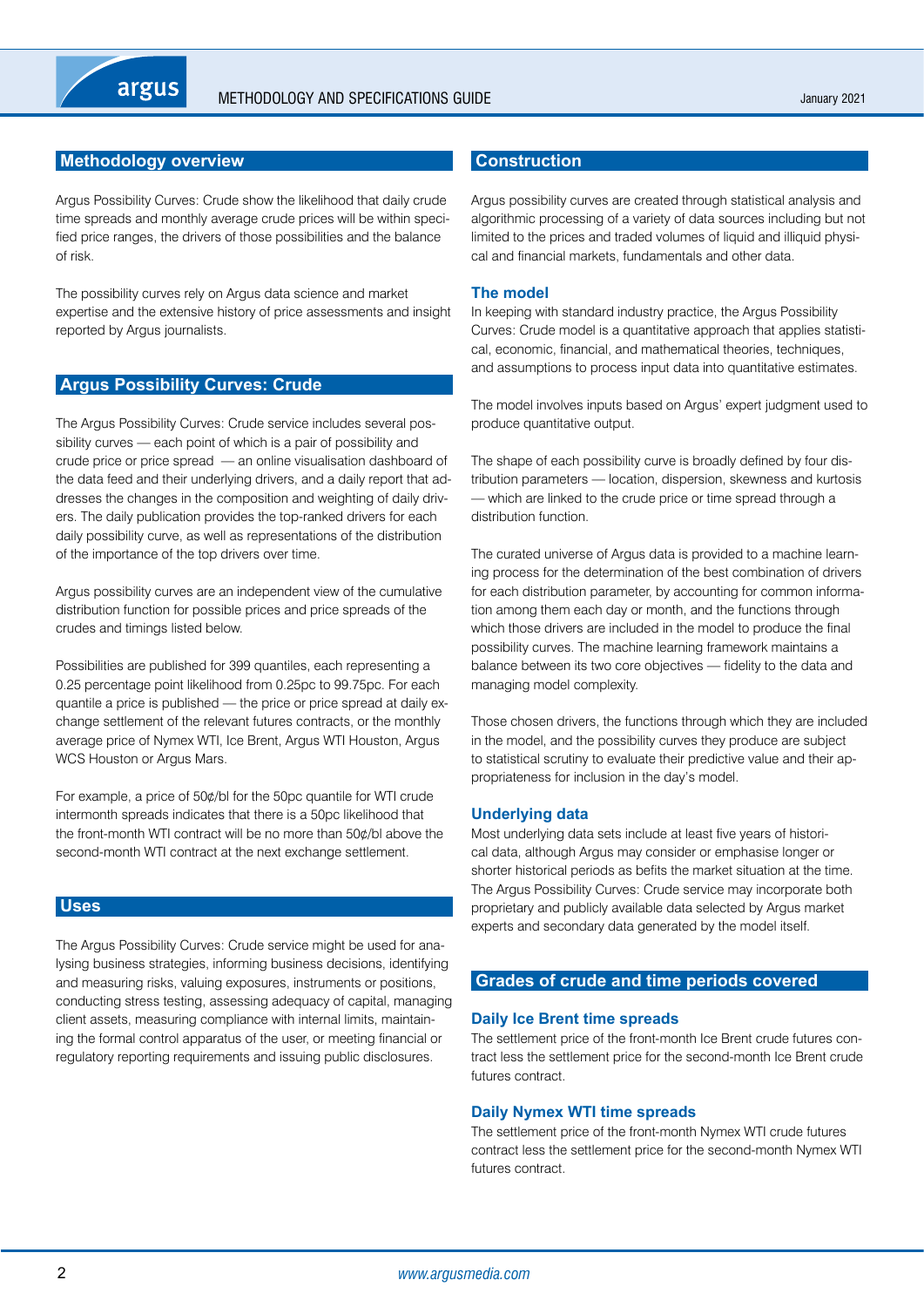## Methodology overview

Argus Possibility Curves: Crude show the likelihood that daily crude time spreads and monthly average crude prices will be within specified price ranges, the drivers of those possibilities and the balance of risk.

The possibility curves rely on Argus data science and market expertise and the extensive history of price assessments and insight reported by Argus journalists.

## Argus Possibility Curves: Crude

The Argus Possibility Curves: Crude service includes several possibility curves — each point of which is a pair of possibility and crude price or price spread — an online visualisation dashboard of the data feed and their underlying drivers, and a daily report that addresses the changes in the composition and weighting of daily drivers. The daily publication provides the top-ranked drivers for each daily possibility curve, as well as representations of the distribution of the importance of the top drivers over time.

Argus possibility curves are an independent view of the cumulative distribution function for possible prices and price spreads of the crudes and timings listed below.

Possibilities are published for 399 quantiles, each representing a 0.25 percentage point likelihood from 0.25pc to 99.75pc. For each quantile a price is published — the price or price spread at daily exchange settlement of the relevant futures contracts, or the monthly average price of Nymex WTI, Ice Brent, Argus WTI Houston, Argus WCS Houston or Argus Mars.

For example, a price of 50¢/bl for the 50pc quantile for WTI crude intermonth spreads indicates that there is a 50pc likelihood that the front-month WTI contract will be no more than 50¢/bl above the second-month WTI contract at the next exchange settlement.

## Uses

The Argus Possibility Curves: Crude service might be used for analysing business strategies, informing business decisions, identifying and measuring risks, valuing exposures, instruments or positions, conducting stress testing, assessing adequacy of capital, managing client assets, measuring compliance with internal limits, maintaining the formal control apparatus of the user, or meeting financial or regulatory reporting requirements and issuing public disclosures.

## Construction

Argus possibility curves are created through statistical analysis and algorithmic processing of a variety of data sources including but not limited to the prices and traded volumes of liquid and illiquid physical and financial markets, fundamentals and other data.

### The model

In keeping with standard industry practice, the Argus Possibility Curves: Crude model is a quantitative approach that applies statistical, economic, financial, and mathematical theories, techniques, and assumptions to process input data into quantitative estimates.

The model involves inputs based on Argus' expert judgment used to produce quantitative output.

The shape of each possibility curve is broadly defined by four distribution parameters — location, dispersion, skewness and kurtosis — which are linked to the crude price or time spread through a distribution function.

The curated universe of Argus data is provided to a machine learning process for the determination of the best combination of drivers for each distribution parameter, by accounting for common information among them each day or month, and the functions through which those drivers are included in the model to produce the final possibility curves. The machine learning framework maintains a balance between its two core objectives — fidelity to the data and managing model complexity.

Those chosen drivers, the functions through which they are included in the model, and the possibility curves they produce are subject to statistical scrutiny to evaluate their predictive value and their appropriateness for inclusion in the day's model.

### Underlying data

Most underlying data sets include at least five years of historical data, although Argus may consider or emphasise longer or shorter historical periods as befits the market situation at the time. The Argus Possibility Curves: Crude service may incorporate both proprietary and publicly available data selected by Argus market experts and secondary data generated by the model itself.

## Grades of crude and time periods covered

### Daily Ice Brent time spreads

The settlement price of the front-month Ice Brent crude futures contract less the settlement price for the second-month Ice Brent crude futures contract.

### Daily Nymex WTI time spreads

The settlement price of the front-month Nymex WTI crude futures contract less the settlement price for the second-month Nymex WTI futures contract.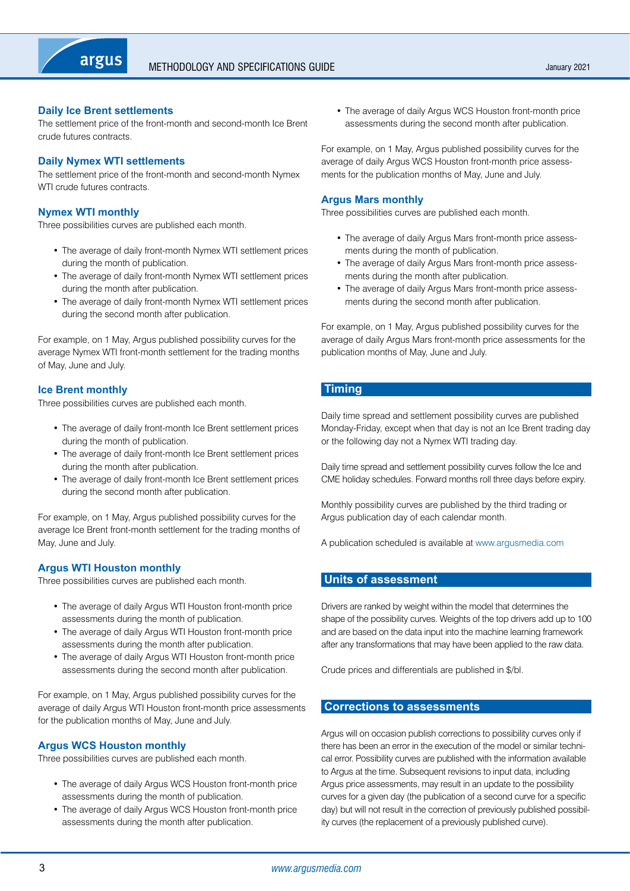### Daily Ice Brent settlements

The settlement price of the front-month and second-month Ice Brent crude futures contracts.

### Daily Nymex WTI settlements

The settlement price of the front-month and second-month Nymex WTI crude futures contracts.

### Nymex WTI monthly

Three possibilities curves are published each month.

- The average of daily front-month Nymex WTI settlement prices during the month of publication.
- The average of daily front-month Nymex WTI settlement prices during the month after publication.
- The average of daily front-month Nymex WTI settlement prices during the second month after publication.

For example, on 1 May, Argus published possibility curves for the average Nymex WTI front-month settlement for the trading months of May, June and July.

### Ice Brent monthly

Three possibilities curves are published each month.

- The average of daily front-month Ice Brent settlement prices during the month of publication.
- The average of daily front-month Ice Brent settlement prices during the month after publication.
- The average of daily front-month Ice Brent settlement prices during the second month after publication.

For example, on 1 May, Argus published possibility curves for the average Ice Brent front-month settlement for the trading months of May, June and July.

### Argus WTI Houston monthly

Three possibilities curves are published each month.

- The average of daily Argus WTI Houston front-month price assessments during the month of publication.
- The average of daily Argus WTI Houston front-month price assessments during the month after publication.
- The average of daily Argus WTI Houston front-month price assessments during the second month after publication.

For example, on 1 May, Argus published possibility curves for the average of daily Argus WTI Houston front-month price assessments for the publication months of May, June and July.

### Argus WCS Houston monthly

Three possibilities curves are published each month.

- The average of daily Argus WCS Houston front-month price assessments during the month of publication.
- The average of daily Argus WCS Houston front-month price assessments during the month after publication.
- The average of daily Argus WCS Houston front-month price assessments during the second month after publication.

For example, on 1 May, Argus published possibility curves for the average of daily Argus WCS Houston front-month price assessments for the publication months of May, June and July.

### Argus Mars monthly

Three possibilities curves are published each month.

- The average of daily Argus Mars front-month price assessments during the month of publication.
- The average of daily Argus Mars front-month price assessments during the month after publication.
- The average of daily Argus Mars front-month price assessments during the second month after publication.

For example, on 1 May, Argus published possibility curves for the average of daily Argus Mars front-month price assessments for the publication months of May, June and July.

## Timing

Daily time spread and settlement possibility curves are published Monday-Friday, except when that day is not an Ice Brent trading day or the following day not a Nymex WTI trading day.

Daily time spread and settlement possibility curves follow the Ice and CME holiday schedules. Forward months roll three days before expiry.

Monthly possibility curves are published by the third trading or Argus publication day of each calendar month.

A publication scheduled is available at www.argusmedia.com

## Units of assessment

Drivers are ranked by weight within the model that determines the shape of the possibility curves. Weights of the top drivers add up to 100 and are based on the data input into the machine learning framework after any transformations that may have been applied to the raw data.

Crude prices and differentials are published in $/bl.

## Corrections to assessments

Argus will on occasion publish corrections to possibility curves only if there has been an error in the execution of the model or similar technical error. Possibility curves are published with the information available to Argus at the time. Subsequent revisions to input data, including Argus price assessments, may result in an update to the possibility curves for a given day (the publication of a second curve for a specific day) but will not result in the correction of previously published possibility curves (the replacement of a previously published curve).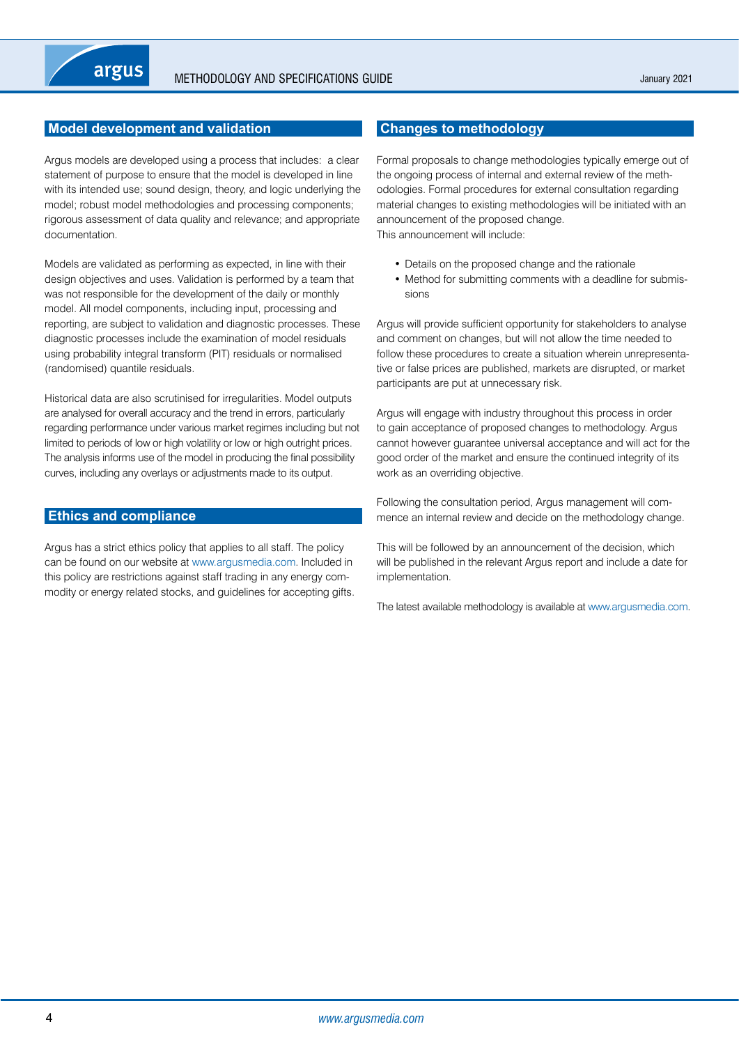## Model development and validation

Argus models are developed using a process that includes: a clear statement of purpose to ensure that the model is developed in line with its intended use; sound design, theory, and logic underlying the model; robust model methodologies and processing components; rigorous assessment of data quality and relevance; and appropriate documentation.

Models are validated as performing as expected, in line with their design objectives and uses. Validation is performed by a team that was not responsible for the development of the daily or monthly model. All model components, including input, processing and reporting, are subject to validation and diagnostic processes. These diagnostic processes include the examination of model residuals using probability integral transform (PIT) residuals or normalised (randomised) quantile residuals.

Historical data are also scrutinised for irregularities. Model outputs are analysed for overall accuracy and the trend in errors, particularly regarding performance under various market regimes including but not limited to periods of low or high volatility or low or high outright prices. The analysis informs use of the model in producing the final possibility curves, including any overlays or adjustments made to its output.

## Ethics and compliance

Argus has a strict ethics policy that applies to all staff. The policy can be found on our website at www.argusmedia.com. Included in this policy are restrictions against staff trading in any energy commodity or energy related stocks, and guidelines for accepting gifts.

## Changes to methodology

Formal proposals to change methodologies typically emerge out of the ongoing process of internal and external review of the methodologies. Formal procedures for external consultation regarding material changes to existing methodologies will be initiated with an announcement of the proposed change.
This announcement will include:

- Details on the proposed change and the rationale
- Method for submitting comments with a deadline for submissions

Argus will provide sufficient opportunity for stakeholders to analyse and comment on changes, but will not allow the time needed to follow these procedures to create a situation wherein unrepresentative or false prices are published, markets are disrupted, or market participants are put at unnecessary risk.

Argus will engage with industry throughout this process in order to gain acceptance of proposed changes to methodology. Argus cannot however guarantee universal acceptance and will act for the good order of the market and ensure the continued integrity of its work as an overriding objective.

Following the consultation period, Argus management will commence an internal review and decide on the methodology change.

This will be followed by an announcement of the decision, which will be published in the relevant Argus report and include a date for implementation.

The latest available methodology is available at www.argusmedia.com.